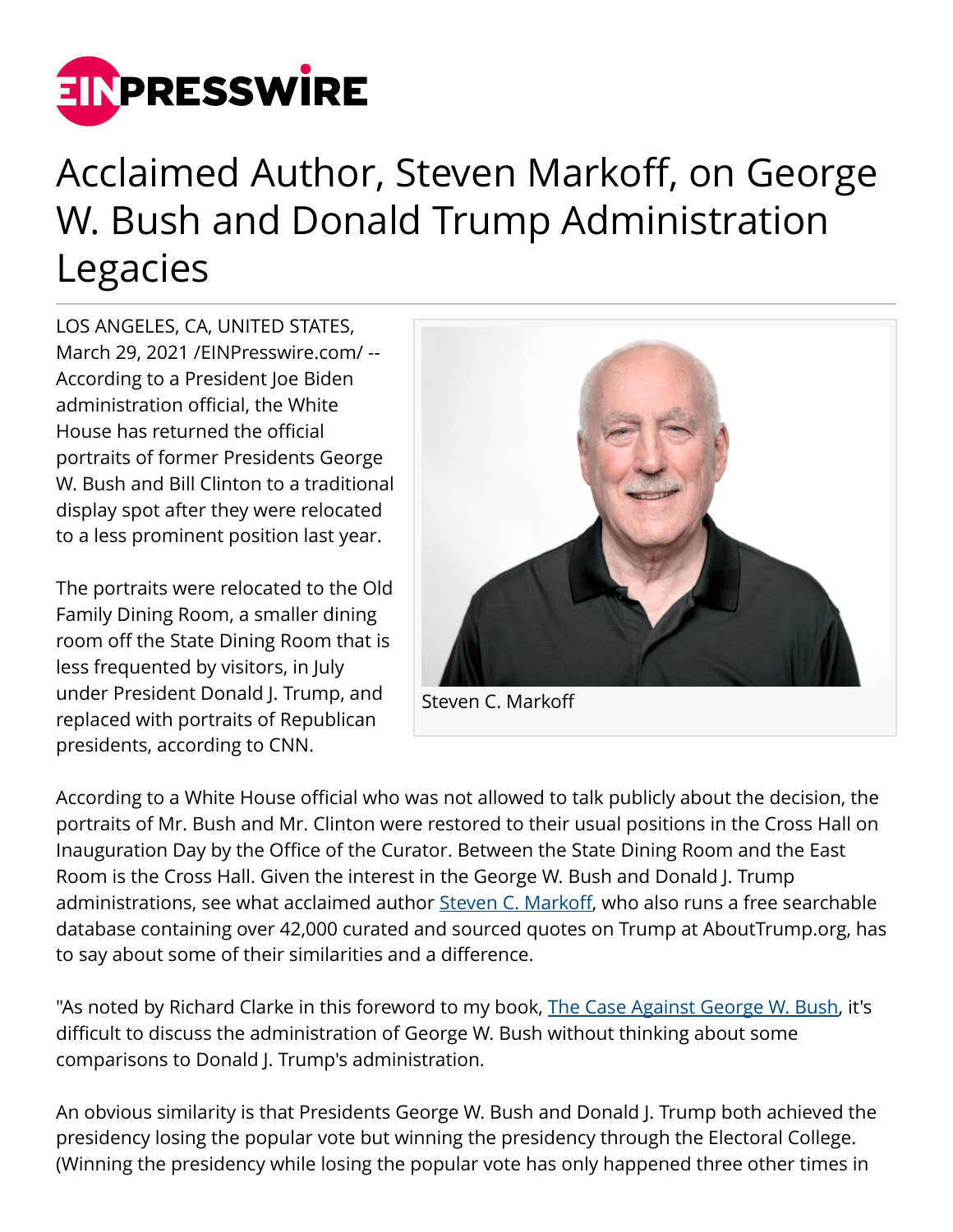# Acclaimed Author, Steven Markoff, on George W. Bush and Donald Trump Administration Legacies

LOS ANGELES, CA, UNITED STATES, March 29, 2021 /EINPresswire.com/ -- According to a President Joe Biden administration official, the White House has returned the official portraits of former Presidents George W. Bush and Bill Clinton to a traditional display spot after they were relocated to a less prominent position last year.

Steven C. Markoff

The portraits were relocated to the Old Family Dining Room, a smaller dining room off the State Dining Room that is less frequented by visitors, in July under President Donald J. Trump, and replaced with portraits of Republican presidents, according to CNN.

According to a White House official who was not allowed to talk publicly about the decision, the portraits of Mr. Bush and Mr. Clinton were restored to their usual positions in the Cross Hall on Inauguration Day by the Office of the Curator. Between the State Dining Room and the East Room is the Cross Hall. Given the interest in the George W. Bush and Donald J. Trump administrations, see what acclaimed author Steven C. Markoff, who also runs a free searchable database containing over 42,000 curated and sourced quotes on Trump at AboutTrump.org, has to say about some of their similarities and a difference.

"As noted by Richard Clarke in this foreword to my book, The Case Against George W. Bush, it's difficult to discuss the administration of George W. Bush without thinking about some comparisons to Donald J. Trump's administration.

An obvious similarity is that Presidents George W. Bush and Donald J. Trump both achieved the presidency losing the popular vote but winning the presidency through the Electoral College. (Winning the presidency while losing the popular vote has only happened three other times in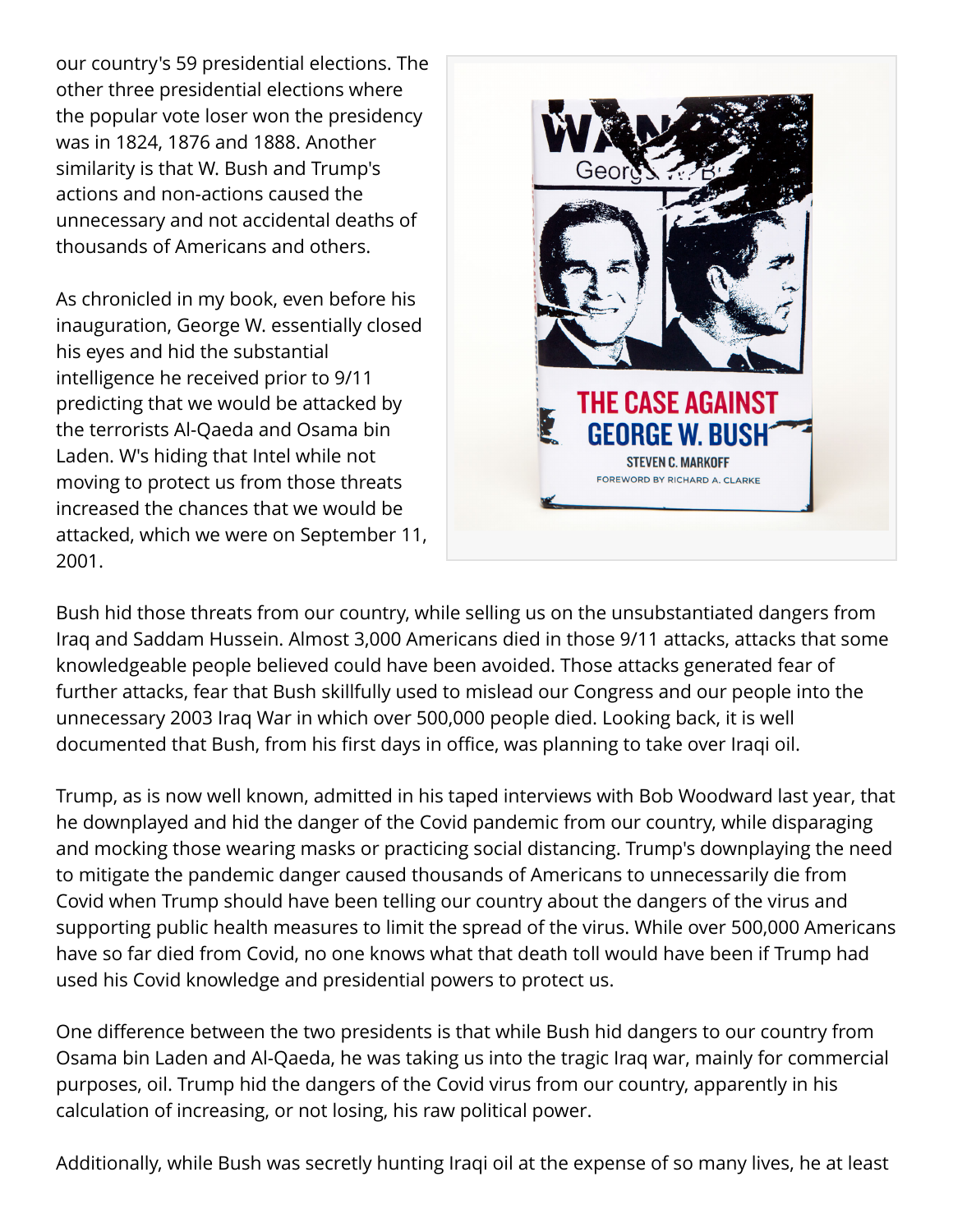our country's 59 presidential elections. The other three presidential elections where the popular vote loser won the presidency was in 1824, 1876 and 1888. Another similarity is that W. Bush and Trump's actions and non-actions caused the unnecessary and not accidental deaths of thousands of Americans and others.

As chronicled in my book, even before his inauguration, George W. essentially closed his eyes and hid the substantial intelligence he received prior to 9/11 predicting that we would be attacked by the terrorists Al-Qaeda and Osama bin Laden. W's hiding that Intel while not moving to protect us from those threats increased the chances that we would be attacked, which we were on September 11, 2001.

Bush hid those threats from our country, while selling us on the unsubstantiated dangers from Iraq and Saddam Hussein. Almost 3,000 Americans died in those 9/11 attacks, attacks that some knowledgeable people believed could have been avoided. Those attacks generated fear of further attacks, fear that Bush skillfully used to mislead our Congress and our people into the unnecessary 2003 Iraq War in which over 500,000 people died. Looking back, it is well documented that Bush, from his first days in office, was planning to take over Iraqi oil.

Trump, as is now well known, admitted in his taped interviews with Bob Woodward last year, that he downplayed and hid the danger of the Covid pandemic from our country, while disparaging and mocking those wearing masks or practicing social distancing. Trump's downplaying the need to mitigate the pandemic danger caused thousands of Americans to unnecessarily die from Covid when Trump should have been telling our country about the dangers of the virus and supporting public health measures to limit the spread of the virus. While over 500,000 Americans have so far died from Covid, no one knows what that death toll would have been if Trump had used his Covid knowledge and presidential powers to protect us.

One difference between the two presidents is that while Bush hid dangers to our country from Osama bin Laden and Al-Qaeda, he was taking us into the tragic Iraq war, mainly for commercial purposes, oil. Trump hid the dangers of the Covid virus from our country, apparently in his calculation of increasing, or not losing, his raw political power.

Additionally, while Bush was secretly hunting Iraqi oil at the expense of so many lives, he at least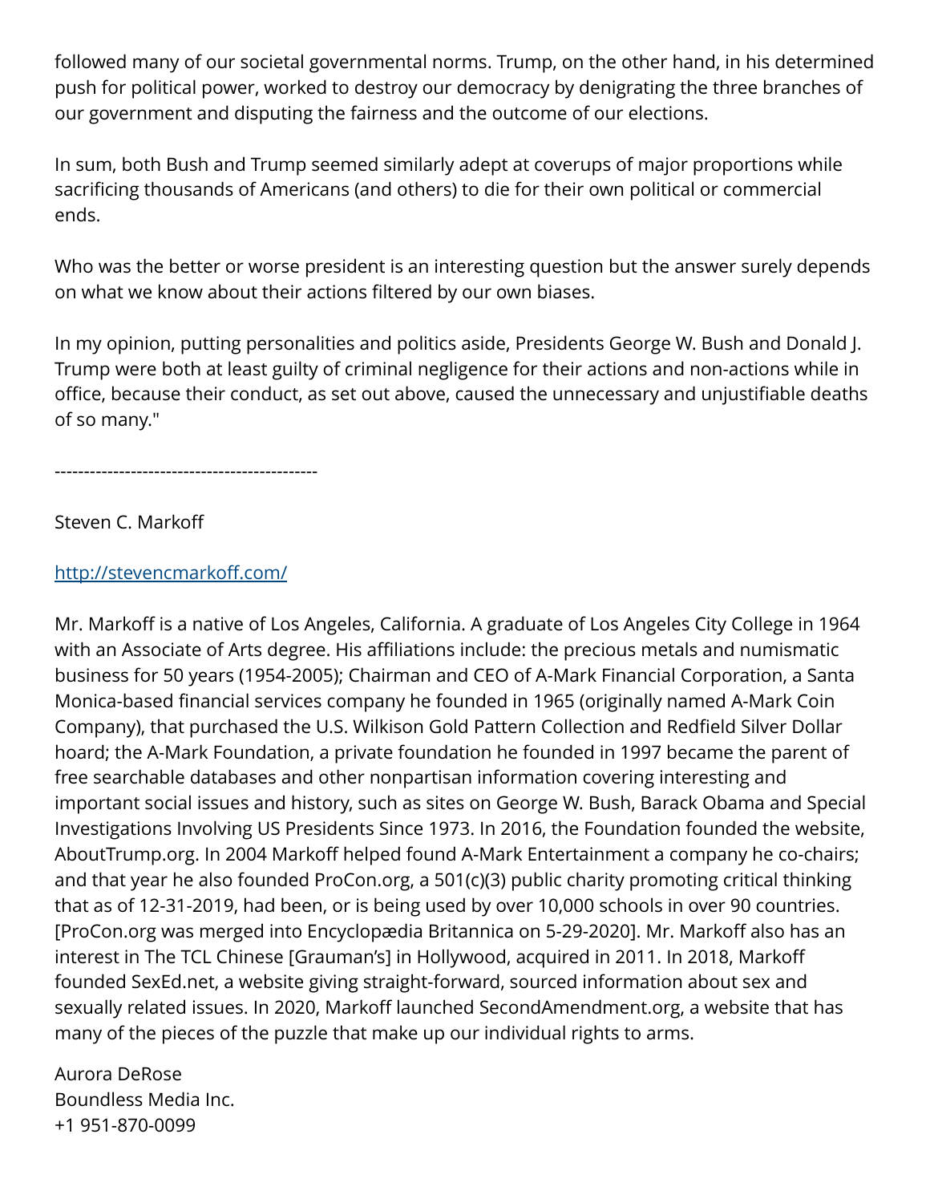followed many of our societal governmental norms. Trump, on the other hand, in his determined push for political power, worked to destroy our democracy by denigrating the three branches of our government and disputing the fairness and the outcome of our elections.

In sum, both Bush and Trump seemed similarly adept at coverups of major proportions while sacrificing thousands of Americans (and others) to die for their own political or commercial ends.

Who was the better or worse president is an interesting question but the answer surely depends on what we know about their actions filtered by our own biases.

In my opinion, putting personalities and politics aside, Presidents George W. Bush and Donald J. Trump were both at least guilty of criminal negligence for their actions and non-actions while in office, because their conduct, as set out above, caused the unnecessary and unjustifiable deaths of so many."

---------------------------------------------

Steven C. Markoff

http://stevencmarkoff.com/

Mr. Markoff is a native of Los Angeles, California. A graduate of Los Angeles City College in 1964 with an Associate of Arts degree. His affiliations include: the precious metals and numismatic business for 50 years (1954-2005); Chairman and CEO of A-Mark Financial Corporation, a Santa Monica-based financial services company he founded in 1965 (originally named A-Mark Coin Company), that purchased the U.S. Wilkison Gold Pattern Collection and Redfield Silver Dollar hoard; the A-Mark Foundation, a private foundation he founded in 1997 became the parent of free searchable databases and other nonpartisan information covering interesting and important social issues and history, such as sites on George W. Bush, Barack Obama and Special Investigations Involving US Presidents Since 1973. In 2016, the Foundation founded the website, AboutTrump.org. In 2004 Markoff helped found A-Mark Entertainment a company he co-chairs; and that year he also founded ProCon.org, a 501(c)(3) public charity promoting critical thinking that as of 12-31-2019, had been, or is being used by over 10,000 schools in over 90 countries. [ProCon.org was merged into Encyclopædia Britannica on 5-29-2020]. Mr. Markoff also has an interest in The TCL Chinese [Grauman's] in Hollywood, acquired in 2011. In 2018, Markoff founded SexEd.net, a website giving straight-forward, sourced information about sex and sexually related issues. In 2020, Markoff launched SecondAmendment.org, a website that has many of the pieces of the puzzle that make up our individual rights to arms.

Aurora DeRose
Boundless Media Inc.
+1 951-870-0099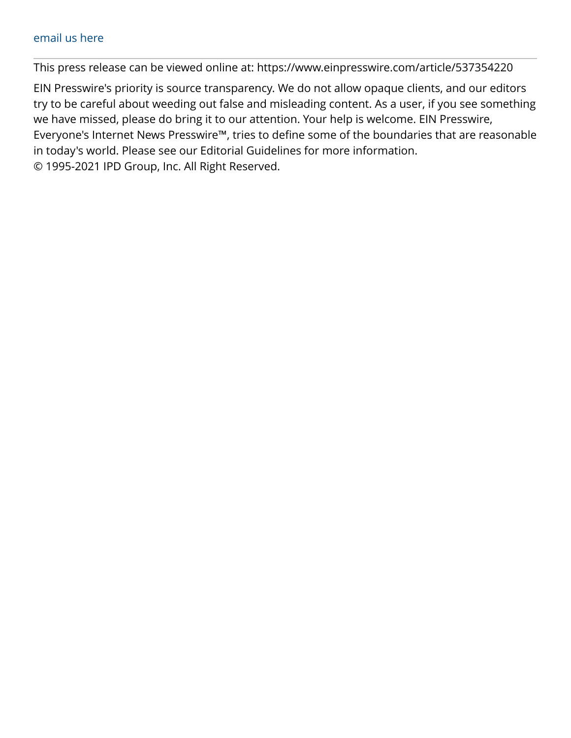email us here

---

This press release can be viewed online at: https://www.einpresswire.com/article/537354220

EIN Presswire's priority is source transparency. We do not allow opaque clients, and our editors try to be careful about weeding out false and misleading content. As a user, if you see something we have missed, please do bring it to our attention. Your help is welcome. EIN Presswire, Everyone's Internet News Presswire™, tries to define some of the boundaries that are reasonable in today's world. Please see our Editorial Guidelines for more information.
© 1995-2021 IPD Group, Inc. All Right Reserved.